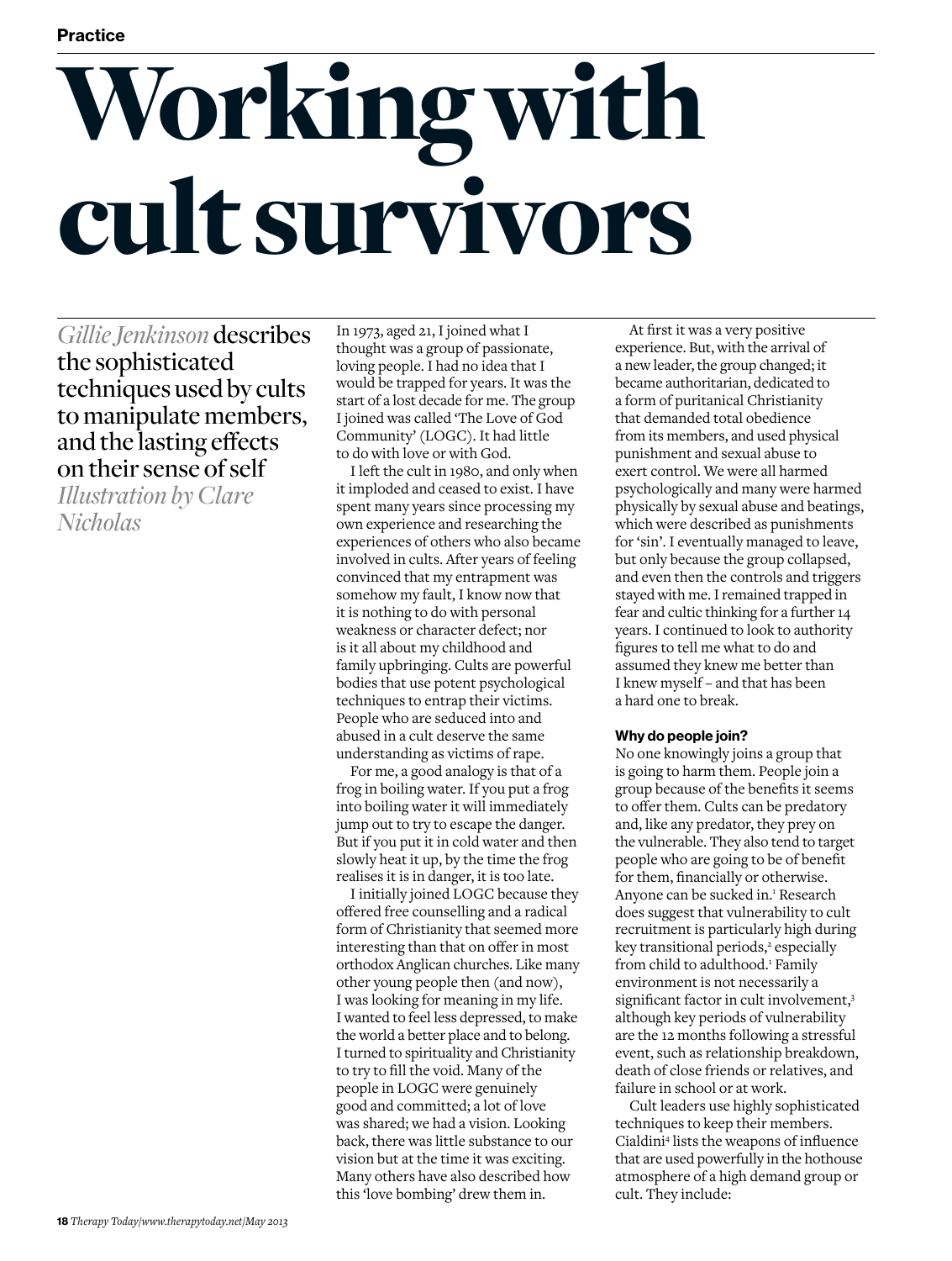Practice

# Working with cult survivors

*Gillie Jenkinson* describes the sophisticated techniques used by cults to manipulate members, and the lasting effects on their sense of self
*Illustration by Clare Nicholas*

In 1973, aged 21, I joined what I thought was a group of passionate, loving people. I had no idea that I would be trapped for years. It was the start of a lost decade for me. The group I joined was called 'The Love of God Community' (LOGC). It had little to do with love or with God.

I left the cult in 1980, and only when it imploded and ceased to exist. I have spent many years since processing my own experience and researching the experiences of others who also became involved in cults. After years of feeling convinced that my entrapment was somehow my fault, I know now that it is nothing to do with personal weakness or character defect; nor is it all about my childhood and family upbringing. Cults are powerful bodies that use potent psychological techniques to entrap their victims. People who are seduced into and abused in a cult deserve the same understanding as victims of rape.

For me, a good analogy is that of a frog in boiling water. If you put a frog into boiling water it will immediately jump out to try to escape the danger. But if you put it in cold water and then slowly heat it up, by the time the frog realises it is in danger, it is too late.

I initially joined LOGC because they offered free counselling and a radical form of Christianity that seemed more interesting than that on offer in most orthodox Anglican churches. Like many other young people then (and now), I was looking for meaning in my life. I wanted to feel less depressed, to make the world a better place and to belong. I turned to spirituality and Christianity to try to fill the void. Many of the people in LOGC were genuinely good and committed; a lot of love was shared; we had a vision. Looking back, there was little substance to our vision but at the time it was exciting. Many others have also described how this 'love bombing' drew them in.

At first it was a very positive experience. But, with the arrival of a new leader, the group changed; it became authoritarian, dedicated to a form of puritanical Christianity that demanded total obedience from its members, and used physical punishment and sexual abuse to exert control. We were all harmed psychologically and many were harmed physically by sexual abuse and beatings, which were described as punishments for 'sin'. I eventually managed to leave, but only because the group collapsed, and even then the controls and triggers stayed with me. I remained trapped in fear and cultic thinking for a further 14 years. I continued to look to authority figures to tell me what to do and assumed they knew me better than I knew myself – and that has been a hard one to break.

**Why do people join?**

No one knowingly joins a group that is going to harm them. People join a group because of the benefits it seems to offer them. Cults can be predatory and, like any predator, they prey on the vulnerable. They also tend to target people who are going to be of benefit for them, financially or otherwise. Anyone can be sucked in.[1] Research does suggest that vulnerability to cult recruitment is particularly high during key transitional periods,[2] especially from child to adulthood.[1] Family environment is not necessarily a significant factor in cult involvement,[3] although key periods of vulnerability are the 12 months following a stressful event, such as relationship breakdown, death of close friends or relatives, and failure in school or at work.

Cult leaders use highly sophisticated techniques to keep their members. Cialdini[4] lists the weapons of influence that are used powerfully in the hothouse atmosphere of a high demand group or cult. They include: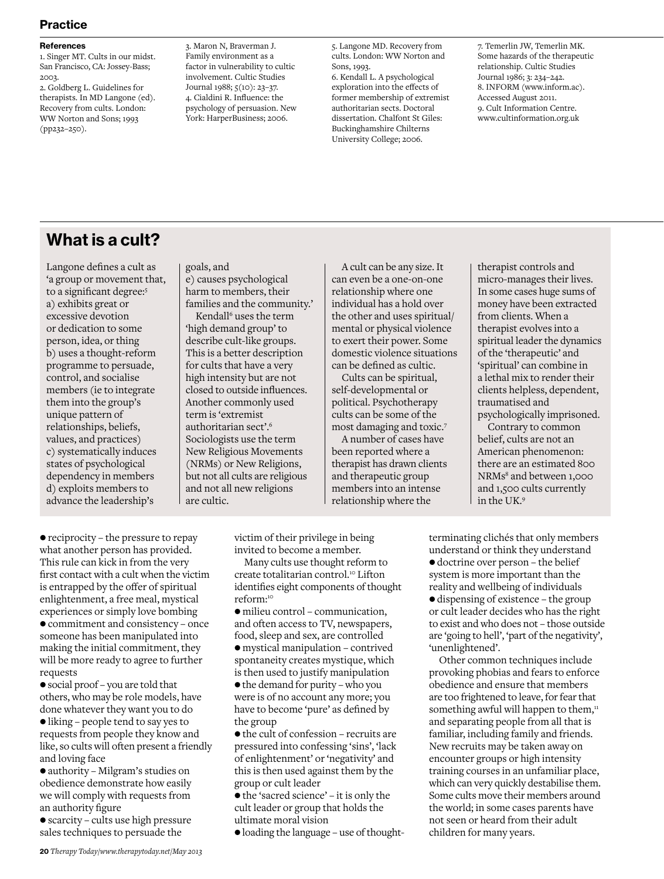### References

1. Singer MT. Cults in our midst. San Francisco, CA: Jossey-Bass; 2003.
2. Goldberg L. Guidelines for therapists. In MD Langone (ed). Recovery from cults. London: WW Norton and Sons; 1993 (pp232–250).
3. Maron N, Braverman J. Family environment as a factor in vulnerability to cultic involvement. Cultic Studies Journal 1988; 5(10): 23–37.
4. Cialdini R. Influence: the psychology of persuasion. New York: HarperBusiness; 2006.
5. Langone MD. Recovery from cults. London: WW Norton and Sons, 1993.
6. Kendall L. A psychological exploration into the effects of former membership of extremist authoritarian sects. Doctoral dissertation. Chalfont St Giles: Buckinghamshire Chilterns University College; 2006.
7. Temerlin JW, Temerlin MK. Some hazards of the therapeutic relationship. Cultic Studies Journal 1986; 3: 234–242.
8. INFORM (www.inform.ac). Accessed August 2011.
9. Cult Information Centre. www.cultinformation.org.uk

## What is a cult?

Langone defines a cult as 'a group or movement that, to a significant degree:[5]
a) exhibits great or excessive devotion or dedication to some person, idea, or thing
b) uses a thought-reform programme to persuade, control, and socialise members (ie to integrate them into the group's unique pattern of relationships, beliefs, values, and practices)
c) systematically induces states of psychological dependency in members
d) exploits members to advance the leadership's goals, and
e) causes psychological harm to members, their families and the community.'

Kendall[6] uses the term 'high demand group' to describe cult-like groups. This is a better description for cults that have a very high intensity but are not closed to outside influences. Another commonly used term is 'extremist authoritarian sect'.[6] Sociologists use the term New Religious Movements (NRMs) or New Religions, but not all cults are religious and not all new religions are cultic.

A cult can be any size. It can even be a one-on-one relationship where one individual has a hold over the other and uses spiritual/mental or physical violence to exert their power. Some domestic violence situations can be defined as cultic.

Cults can be spiritual, self-developmental or political. Psychotherapy cults can be some of the most damaging and toxic.[7]

A number of cases have been reported where a therapist has drawn clients and therapeutic group members into an intense relationship where the therapist controls and micro-manages their lives. In some cases huge sums of money have been extracted from clients. When a therapist evolves into a spiritual leader the dynamics of the 'therapeutic' and 'spiritual' can combine in a lethal mix to render their clients helpless, dependent, traumatised and psychologically imprisoned.

Contrary to common belief, cults are not an American phenomenon: there are an estimated 800 NRMs[8] and between 1,000 and 1,500 cults currently in the UK.[9]

---

- reciprocity – the pressure to repay what another person has provided. This rule can kick in from the very first contact with a cult when the victim is entrapped by the offer of spiritual enlightenment, a free meal, mystical experiences or simply love bombing
- commitment and consistency – once someone has been manipulated into making the initial commitment, they will be more ready to agree to further requests
- social proof – you are told that others, who may be role models, have done whatever they want you to do
- liking – people tend to say yes to requests from people they know and like, so cults will often present a friendly and loving face
- authority – Milgram's studies on obedience demonstrate how easily we will comply with requests from an authority figure
- scarcity – cults use high pressure sales techniques to persuade the victim of their privilege in being invited to become a member.

Many cults use thought reform to create totalitarian control.[10] Lifton identifies eight components of thought reform:[10]

- milieu control – communication, and often access to TV, newspapers, food, sleep and sex, are controlled
- mystical manipulation – contrived spontaneity creates mystique, which is then used to justify manipulation
- the demand for purity – who you were is of no account any more; you have to become 'pure' as defined by the group
- the cult of confession – recruits are pressured into confessing 'sins', 'lack of enlightenment' or 'negativity' and this is then used against them by the group or cult leader
- the 'sacred science' – it is only the cult leader or group that holds the ultimate moral vision
- loading the language – use of thought-terminating clichés that only members understand or think they understand
- doctrine over person – the belief system is more important than the reality and wellbeing of individuals
- dispensing of existence – the group or cult leader decides who has the right to exist and who does not – those outside are 'going to hell', 'part of the negativity', 'unenlightened'.

Other common techniques include provoking phobias and fears to enforce obedience and ensure that members are too frightened to leave, for fear that something awful will happen to them,[11] and separating people from all that is familiar, including family and friends. New recruits may be taken away on encounter groups or high intensity training courses in an unfamiliar place, which can very quickly destabilise them. Some cults move their members around the world; in some cases parents have not seen or heard from their adult children for many years.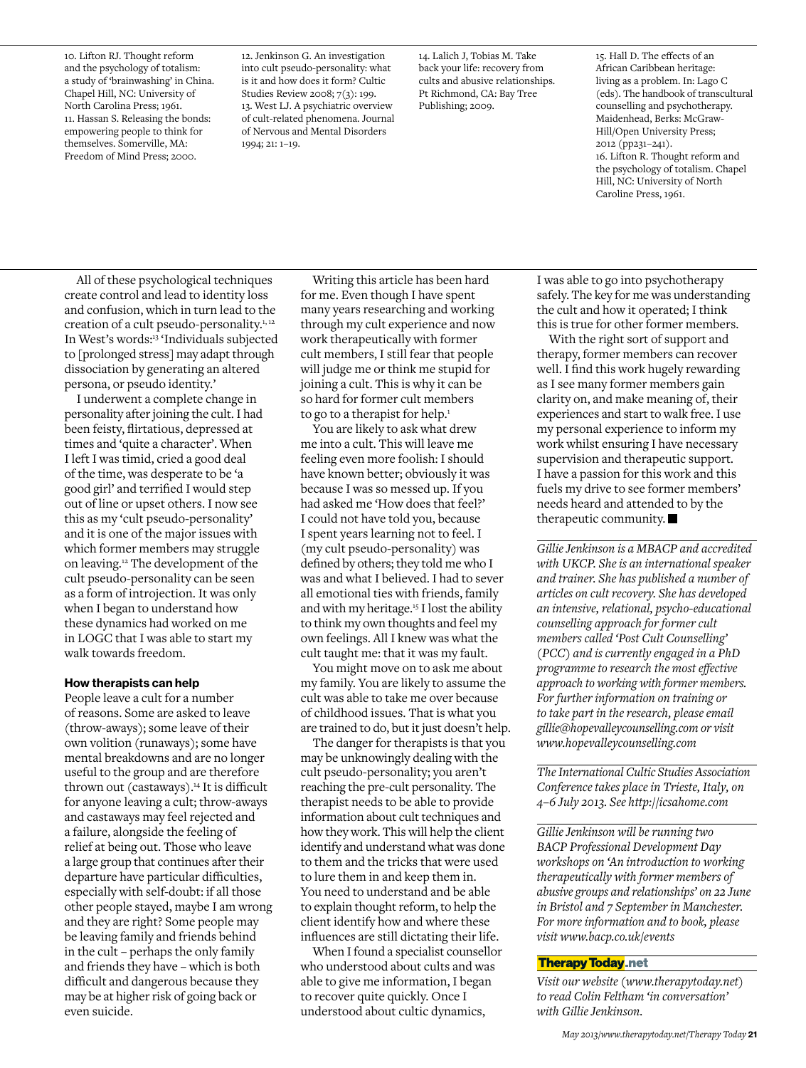10. Lifton RJ. Thought reform and the psychology of totalism: a study of 'brainwashing' in China. Chapel Hill, NC: University of North Carolina Press; 1961.
11. Hassan S. Releasing the bonds: empowering people to think for themselves. Somerville, MA: Freedom of Mind Press; 2000.
12. Jenkinson G. An investigation into cult pseudo-personality: what is it and how does it form? Cultic Studies Review 2008; 7(3): 199.
13. West LJ. A psychiatric overview of cult-related phenomena. Journal of Nervous and Mental Disorders 1994; 21: 1–19.
14. Lalich J, Tobias M. Take back your life: recovery from cults and abusive relationships. Pt Richmond, CA: Bay Tree Publishing; 2009.
15. Hall D. The effects of an African Caribbean heritage: living as a problem. In: Lago C (eds). The handbook of transcultural counselling and psychotherapy. Maidenhead, Berks: McGraw-Hill/Open University Press; 2012 (pp231–241).
16. Lifton R. Thought reform and the psychology of totalism. Chapel Hill, NC: University of North Caroline Press, 1961.

All of these psychological techniques create control and lead to identity loss and confusion, which in turn lead to the creation of a cult pseudo-personality.[1,12] In West's words:[13] 'Individuals subjected to [prolonged stress] may adapt through dissociation by generating an altered persona, or pseudo identity.'

I underwent a complete change in personality after joining the cult. I had been feisty, flirtatious, depressed at times and 'quite a character'. When I left I was timid, cried a good deal of the time, was desperate to be 'a good girl' and terrified I would step out of line or upset others. I now see this as my 'cult pseudo-personality' and it is one of the major issues with which former members may struggle on leaving.[12] The development of the cult pseudo-personality can be seen as a form of introjection. It was only when I began to understand how these dynamics had worked on me in LOGC that I was able to start my walk towards freedom.

## How therapists can help

People leave a cult for a number of reasons. Some are asked to leave (throw-aways); some leave of their own volition (runaways); some have mental breakdowns and are no longer useful to the group and are therefore thrown out (castaways).[14] It is difficult for anyone leaving a cult; throw-aways and castaways may feel rejected and a failure, alongside the feeling of relief at being out. Those who leave a large group that continues after their departure have particular difficulties, especially with self-doubt: if all those other people stayed, maybe I am wrong and they are right? Some people may be leaving family and friends behind in the cult – perhaps the only family and friends they have – which is both difficult and dangerous because they may be at higher risk of going back or even suicide.

Writing this article has been hard for me. Even though I have spent many years researching and working through my cult experience and now work therapeutically with former cult members, I still fear that people will judge me or think me stupid for joining a cult. This is why it can be so hard for former cult members to go to a therapist for help.[1]

You are likely to ask what drew me into a cult. This will leave me feeling even more foolish: I should have known better; obviously it was because I was so messed up. If you had asked me 'How does that feel?' I could not have told you, because I spent years learning not to feel. I (my cult pseudo-personality) was defined by others; they told me who I was and what I believed. I had to sever all emotional ties with friends, family and with my heritage.[15] I lost the ability to think my own thoughts and feel my own feelings. All I knew was what the cult taught me: that it was my fault.

You might move on to ask me about my family. You are likely to assume the cult was able to take me over because of childhood issues. That is what you are trained to do, but it just doesn't help.

The danger for therapists is that you may be unknowingly dealing with the cult pseudo-personality; you aren't reaching the pre-cult personality. The therapist needs to be able to provide information about cult techniques and how they work. This will help the client identify and understand what was done to them and the tricks that were used to lure them in and keep them in. You need to understand and be able to explain thought reform, to help the client identify how and where these influences are still dictating their life.

When I found a specialist counsellor who understood about cults and was able to give me information, I began to recover quite quickly. Once I understood about cultic dynamics, I was able to go into psychotherapy safely. The key for me was understanding the cult and how it operated; I think this is true for other former members.

With the right sort of support and therapy, former members can recover well. I find this work hugely rewarding as I see many former members gain clarity on, and make meaning of, their experiences and start to walk free. I use my personal experience to inform my work whilst ensuring I have necessary supervision and therapeutic support. I have a passion for this work and this fuels my drive to see former members' needs heard and attended to by the therapeutic community. ■

*Gillie Jenkinson is a MBACP and accredited with UKCP. She is an international speaker and trainer. She has published a number of articles on cult recovery. She has developed an intensive, relational, psycho-educational counselling approach for former cult members called 'Post Cult Counselling' (PCC) and is currently engaged in a PhD programme to research the most effective approach to working with former members. For further information on training or to take part in the research, please email gillie@hopevalleycounselling.com or visit www.hopevalleycounselling.com*

*The International Cultic Studies Association Conference takes place in Trieste, Italy, on 4–6 July 2013. See http://icsahome.com*

*Gillie Jenkinson will be running two BACP Professional Development Day workshops on 'An introduction to working therapeutically with former members of abusive groups and relationships' on 22 June in Bristol and 7 September in Manchester. For more information and to book, please visit www.bacp.co.uk/events*

**Therapy Today.net**

*Visit our website (www.therapytoday.net) to read Colin Feltham 'in conversation' with Gillie Jenkinson.*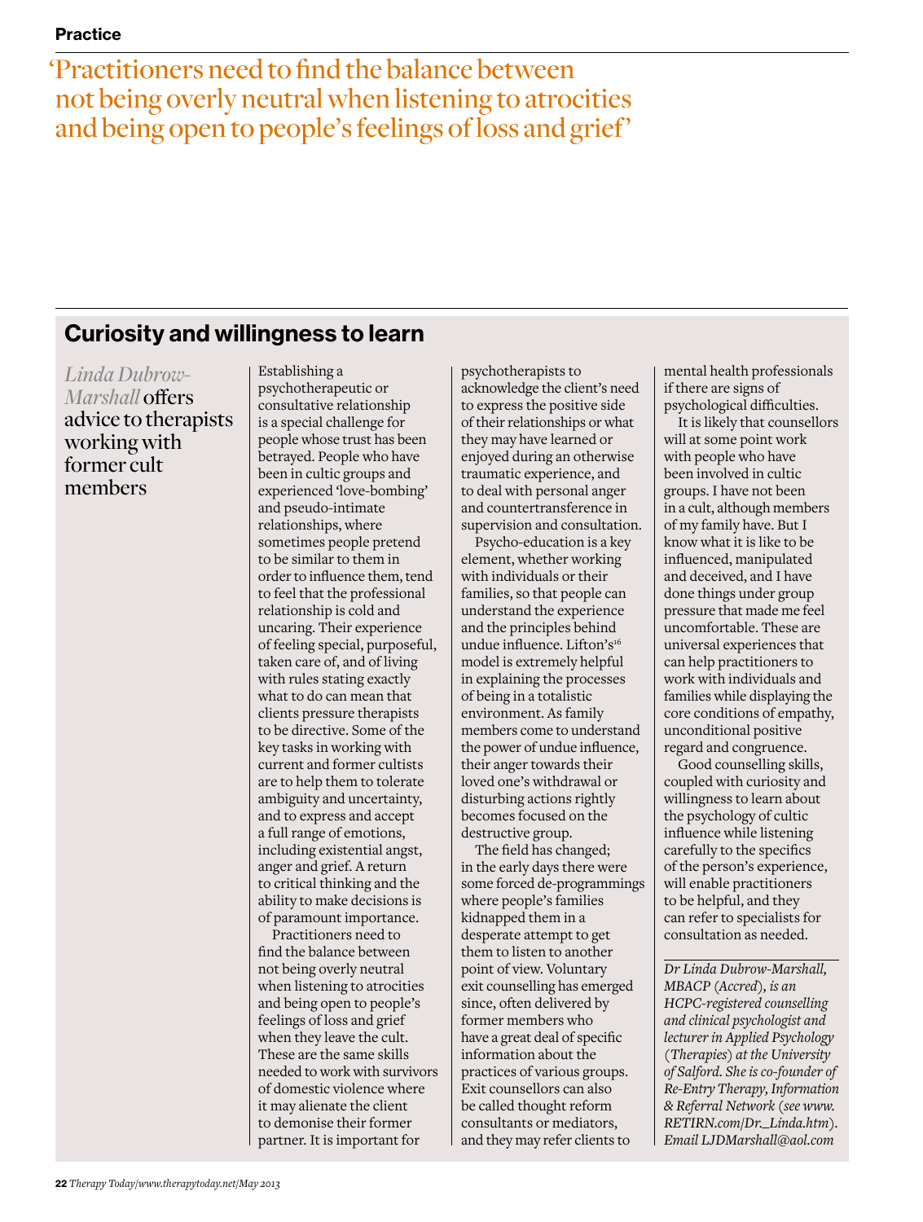'Practitioners need to find the balance between not being overly neutral when listening to atrocities and being open to people's feelings of loss and grief'

## Curiosity and willingness to learn

*Linda Dubrow-Marshall* offers advice to therapists working with former cult members

Establishing a psychotherapeutic or consultative relationship is a special challenge for people whose trust has been betrayed. People who have been in cultic groups and experienced 'love-bombing' and pseudo-intimate relationships, where sometimes people pretend to be similar to them in order to influence them, tend to feel that the professional relationship is cold and uncaring. Their experience of feeling special, purposeful, taken care of, and of living with rules stating exactly what to do can mean that clients pressure therapists to be directive. Some of the key tasks in working with current and former cultists are to help them to tolerate ambiguity and uncertainty, and to express and accept a full range of emotions, including existential angst, anger and grief. A return to critical thinking and the ability to make decisions is of paramount importance.

Practitioners need to find the balance between not being overly neutral when listening to atrocities and being open to people's feelings of loss and grief when they leave the cult. These are the same skills needed to work with survivors of domestic violence where it may alienate the client to demonise their former partner. It is important for psychotherapists to acknowledge the client's need to express the positive side of their relationships or what they may have learned or enjoyed during an otherwise traumatic experience, and to deal with personal anger and countertransference in supervision and consultation.

Psycho-education is a key element, whether working with individuals or their families, so that people can understand the experience and the principles behind undue influence. Lifton's[16] model is extremely helpful in explaining the processes of being in a totalistic environment. As family members come to understand the power of undue influence, their anger towards their loved one's withdrawal or disturbing actions rightly becomes focused on the destructive group.

The field has changed; in the early days there were some forced de-programmings where people's families kidnapped them in a desperate attempt to get them to listen to another point of view. Voluntary exit counselling has emerged since, often delivered by former members who have a great deal of specific information about the practices of various groups. Exit counsellors can also be called thought reform consultants or mediators, and they may refer clients to mental health professionals if there are signs of psychological difficulties.

It is likely that counsellors will at some point work with people who have been involved in cultic groups. I have not been in a cult, although members of my family have. But I know what it is like to be influenced, manipulated and deceived, and I have done things under group pressure that made me feel uncomfortable. These are universal experiences that can help practitioners to work with individuals and families while displaying the core conditions of empathy, unconditional positive regard and congruence.

Good counselling skills, coupled with curiosity and willingness to learn about the psychology of cultic influence while listening carefully to the specifics of the person's experience, will enable practitioners to be helpful, and they can refer to specialists for consultation as needed.

*Dr Linda Dubrow-Marshall, MBACP (Accred), is an HCPC-registered counselling and clinical psychologist and lecturer in Applied Psychology (Therapies) at the University of Salford. She is co-founder of Re-Entry Therapy, Information & Referral Network (see www.RETIRN.com/Dr._Linda.htm). Email LJDMarshall@aol.com*